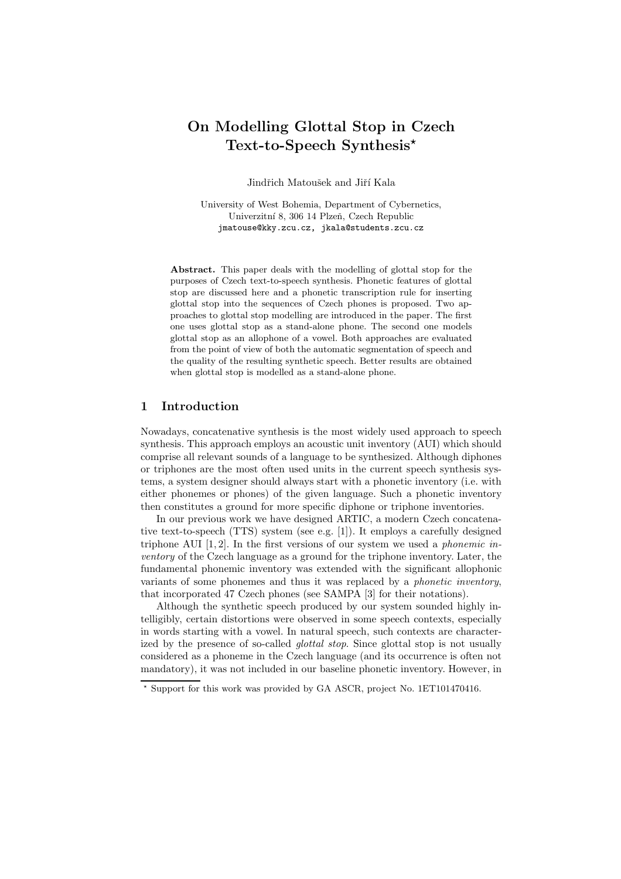# On Modelling Glottal Stop in Czech Text-to-Speech Synthesis*

Jindřich Matoušek and Jiří Kala

University of West Bohemia, Department of Cybernetics,
Univerzitní 8, 306 14 Plzeň, Czech Republic
jmatouse@kky.zcu.cz, jkala@students.zcu.cz

**Abstract.** This paper deals with the modelling of glottal stop for the purposes of Czech text-to-speech synthesis. Phonetic features of glottal stop are discussed here and a phonetic transcription rule for inserting glottal stop into the sequences of Czech phones is proposed. Two approaches to glottal stop modelling are introduced in the paper. The first one uses glottal stop as a stand-alone phone. The second one models glottal stop as an allophone of a vowel. Both approaches are evaluated from the point of view of both the automatic segmentation of speech and the quality of the resulting synthetic speech. Better results are obtained when glottal stop is modelled as a stand-alone phone.

## 1 Introduction

Nowadays, concatenative synthesis is the most widely used approach to speech synthesis. This approach employs an acoustic unit inventory (AUI) which should comprise all relevant sounds of a language to be synthesized. Although diphones or triphones are the most often used units in the current speech synthesis systems, a system designer should always start with a phonetic inventory (i.e. with either phonemes or phones) of the given language. Such a phonetic inventory then constitutes a ground for more specific diphone or triphone inventories.

In our previous work we have designed ARTIC, a modern Czech concatenative text-to-speech (TTS) system (see e.g. [1]). It employs a carefully designed triphone AUI [1, 2]. In the first versions of our system we used a *phonemic inventory* of the Czech language as a ground for the triphone inventory. Later, the fundamental phonemic inventory was extended with the significant allophonic variants of some phonemes and thus it was replaced by a *phonetic inventory*, that incorporated 47 Czech phones (see SAMPA [3] for their notations).

Although the synthetic speech produced by our system sounded highly intelligibly, certain distortions were observed in some speech contexts, especially in words starting with a vowel. In natural speech, such contexts are characterized by the presence of so-called *glottal stop*. Since glottal stop is not usually considered as a phoneme in the Czech language (and its occurrence is often not mandatory), it was not included in our baseline phonetic inventory. However, in

* Support for this work was provided by GA ASCR, project No. 1ET101470416.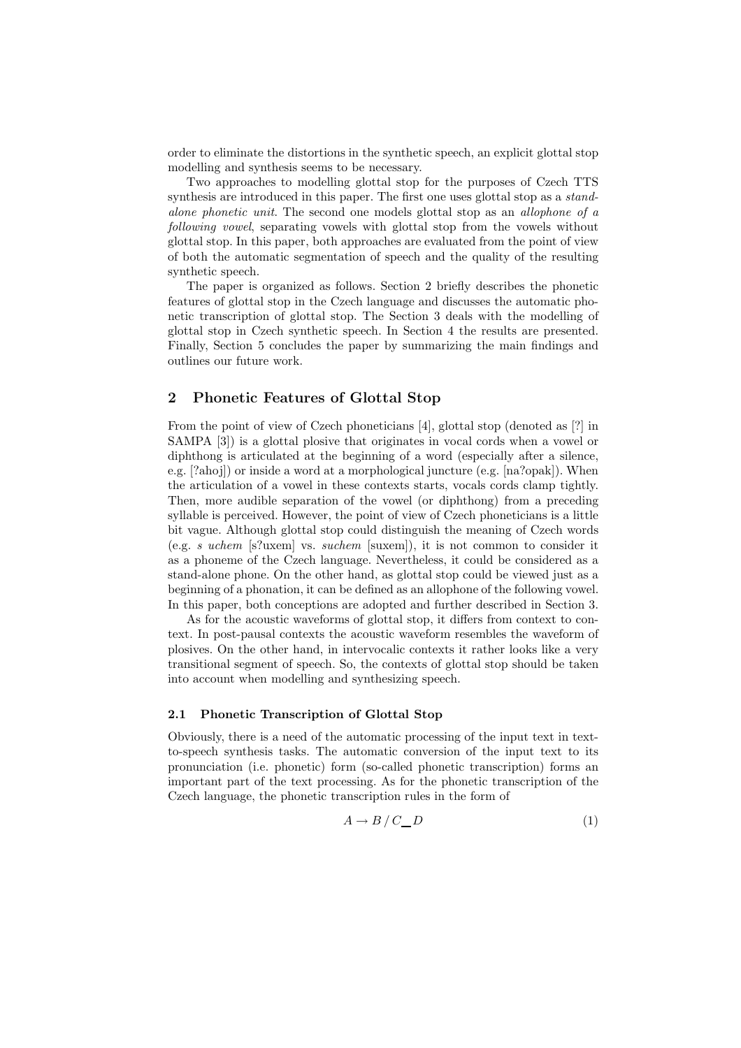order to eliminate the distortions in the synthetic speech, an explicit glottal stop modelling and synthesis seems to be necessary.

Two approaches to modelling glottal stop for the purposes of Czech TTS synthesis are introduced in this paper. The first one uses glottal stop as a *stand-alone phonetic unit*. The second one models glottal stop as an *allophone of a following vowel*, separating vowels with glottal stop from the vowels without glottal stop. In this paper, both approaches are evaluated from the point of view of both the automatic segmentation of speech and the quality of the resulting synthetic speech.

The paper is organized as follows. Section 2 briefly describes the phonetic features of glottal stop in the Czech language and discusses the automatic phonetic transcription of glottal stop. The Section 3 deals with the modelling of glottal stop in Czech synthetic speech. In Section 4 the results are presented. Finally, Section 5 concludes the paper by summarizing the main findings and outlines our future work.

## 2 Phonetic Features of Glottal Stop

From the point of view of Czech phoneticians [4], glottal stop (denoted as [?] in SAMPA [3]) is a glottal plosive that originates in vocal cords when a vowel or diphthong is articulated at the beginning of a word (especially after a silence, e.g. [?ahoj]) or inside a word at a morphological juncture (e.g. [na?opak]). When the articulation of a vowel in these contexts starts, vocals cords clamp tightly. Then, more audible separation of the vowel (or diphthong) from a preceding syllable is perceived. However, the point of view of Czech phoneticians is a little bit vague. Although glottal stop could distinguish the meaning of Czech words (e.g. *s uchem* [s?uxem] vs. *suchem* [suxem]), it is not common to consider it as a phoneme of the Czech language. Nevertheless, it could be considered as a stand-alone phone. On the other hand, as glottal stop could be viewed just as a beginning of a phonation, it can be defined as an allophone of the following vowel. In this paper, both conceptions are adopted and further described in Section 3.

As for the acoustic waveforms of glottal stop, it differs from context to context. In post-pausal contexts the acoustic waveform resembles the waveform of plosives. On the other hand, in intervocalic contexts it rather looks like a very transitional segment of speech. So, the contexts of glottal stop should be taken into account when modelling and synthesizing speech.

### 2.1 Phonetic Transcription of Glottal Stop

Obviously, there is a need of the automatic processing of the input text in text-to-speech synthesis tasks. The automatic conversion of the input text to its pronunciation (i.e. phonetic) form (so-called phonetic transcription) forms an important part of the text processing. As for the phonetic transcription of the Czech language, the phonetic transcription rules in the form of

$$A \rightarrow B \,/\, C\_D \tag{1}$$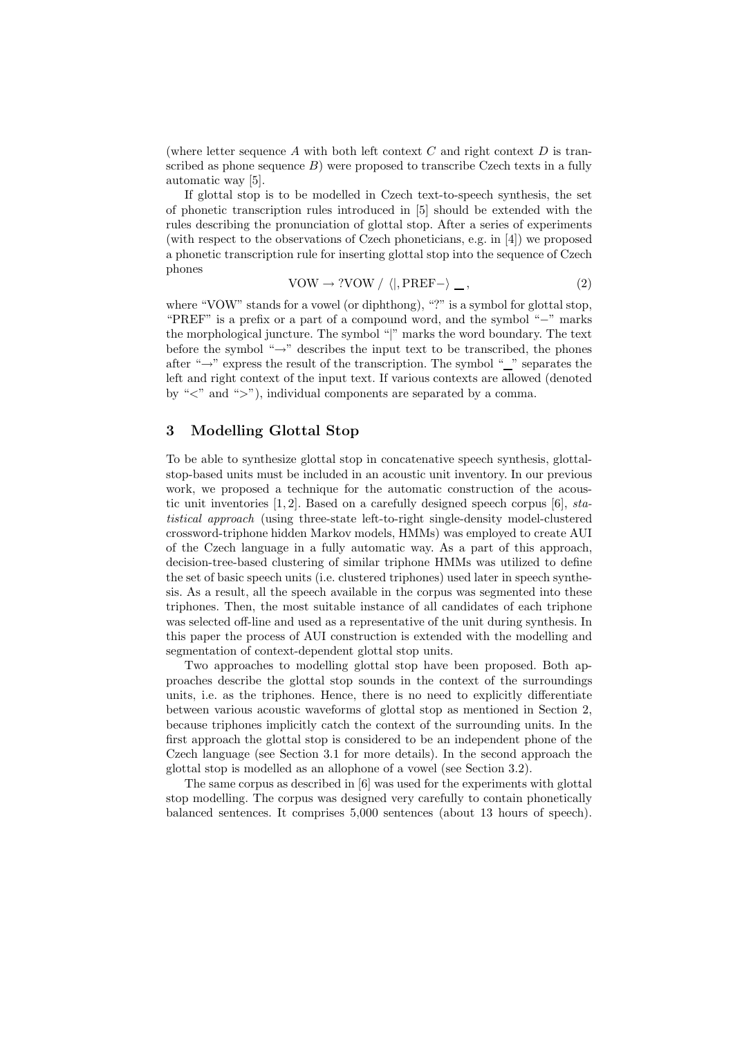(where letter sequence $A$ with both left context $C$ and right context $D$ is transcribed as phone sequence $B$) were proposed to transcribe Czech texts in a fully automatic way [5].

If glottal stop is to be modelled in Czech text-to-speech synthesis, the set of phonetic transcription rules introduced in [5] should be extended with the rules describing the pronunciation of glottal stop. After a series of experiments (with respect to the observations of Czech phoneticians, e.g. in [4]) we proposed a phonetic transcription rule for inserting glottal stop into the sequence of Czech phones

$$\mathrm{VOW} \rightarrow ?\mathrm{VOW} \;/\; \langle |, \mathrm{PREF}{-} \rangle \;\_\_ \,, \tag{2}$$

where "VOW" stands for a vowel (or diphthong), "?" is a symbol for glottal stop, "PREF" is a prefix or a part of a compound word, and the symbol "−" marks the morphological juncture. The symbol "|" marks the word boundary. The text before the symbol "→" describes the input text to be transcribed, the phones after "→" express the result of the transcription. The symbol "_" separates the left and right context of the input text. If various contexts are allowed (denoted by "<" and ">"), individual components are separated by a comma.

## 3 Modelling Glottal Stop

To be able to synthesize glottal stop in concatenative speech synthesis, glottal-stop-based units must be included in an acoustic unit inventory. In our previous work, we proposed a technique for the automatic construction of the acoustic unit inventories [1, 2]. Based on a carefully designed speech corpus [6], *statistical approach* (using three-state left-to-right single-density model-clustered crossword-triphone hidden Markov models, HMMs) was employed to create AUI of the Czech language in a fully automatic way. As a part of this approach, decision-tree-based clustering of similar triphone HMMs was utilized to define the set of basic speech units (i.e. clustered triphones) used later in speech synthesis. As a result, all the speech available in the corpus was segmented into these triphones. Then, the most suitable instance of all candidates of each triphone was selected off-line and used as a representative of the unit during synthesis. In this paper the process of AUI construction is extended with the modelling and segmentation of context-dependent glottal stop units.

Two approaches to modelling glottal stop have been proposed. Both approaches describe the glottal stop sounds in the context of the surroundings units, i.e. as the triphones. Hence, there is no need to explicitly differentiate between various acoustic waveforms of glottal stop as mentioned in Section 2, because triphones implicitly catch the context of the surrounding units. In the first approach the glottal stop is considered to be an independent phone of the Czech language (see Section 3.1 for more details). In the second approach the glottal stop is modelled as an allophone of a vowel (see Section 3.2).

The same corpus as described in [6] was used for the experiments with glottal stop modelling. The corpus was designed very carefully to contain phonetically balanced sentences. It comprises 5,000 sentences (about 13 hours of speech).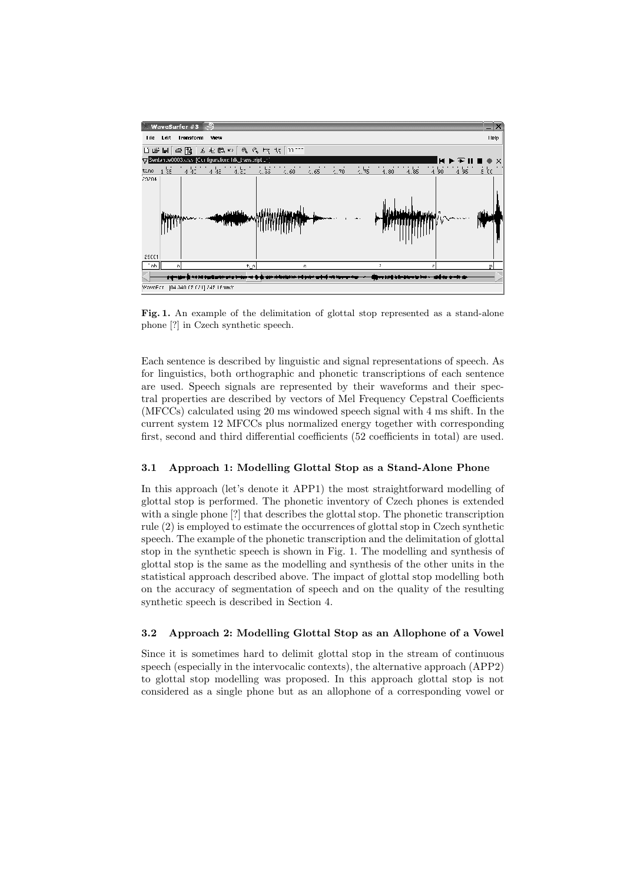**Fig. 1.** An example of the delimitation of glottal stop represented as a stand-alone phone [?] in Czech synthetic speech.

Each sentence is described by linguistic and signal representations of speech. As for linguistics, both orthographic and phonetic transcriptions of each sentence are used. Speech signals are represented by their waveforms and their spectral properties are described by vectors of Mel Frequency Cepstral Coefficients (MFCCs) calculated using 20 ms windowed speech signal with 4 ms shift. In the current system 12 MFCCs plus normalized energy together with corresponding first, second and third differential coefficients (52 coefficients in total) are used.

### 3.1 Approach 1: Modelling Glottal Stop as a Stand-Alone Phone

In this approach (let's denote it APP1) the most straightforward modelling of glottal stop is performed. The phonetic inventory of Czech phones is extended with a single phone [?] that describes the glottal stop. The phonetic transcription rule (2) is employed to estimate the occurrences of glottal stop in Czech synthetic speech. The example of the phonetic transcription and the delimitation of glottal stop in the synthetic speech is shown in Fig. 1. The modelling and synthesis of glottal stop is the same as the modelling and synthesis of the other units in the statistical approach described above. The impact of glottal stop modelling both on the accuracy of segmentation of speech and on the quality of the resulting synthetic speech is described in Section 4.

### 3.2 Approach 2: Modelling Glottal Stop as an Allophone of a Vowel

Since it is sometimes hard to delimit glottal stop in the stream of continuous speech (especially in the intervocalic contexts), the alternative approach (APP2) to glottal stop modelling was proposed. In this approach glottal stop is not considered as a single phone but as an allophone of a corresponding vowel or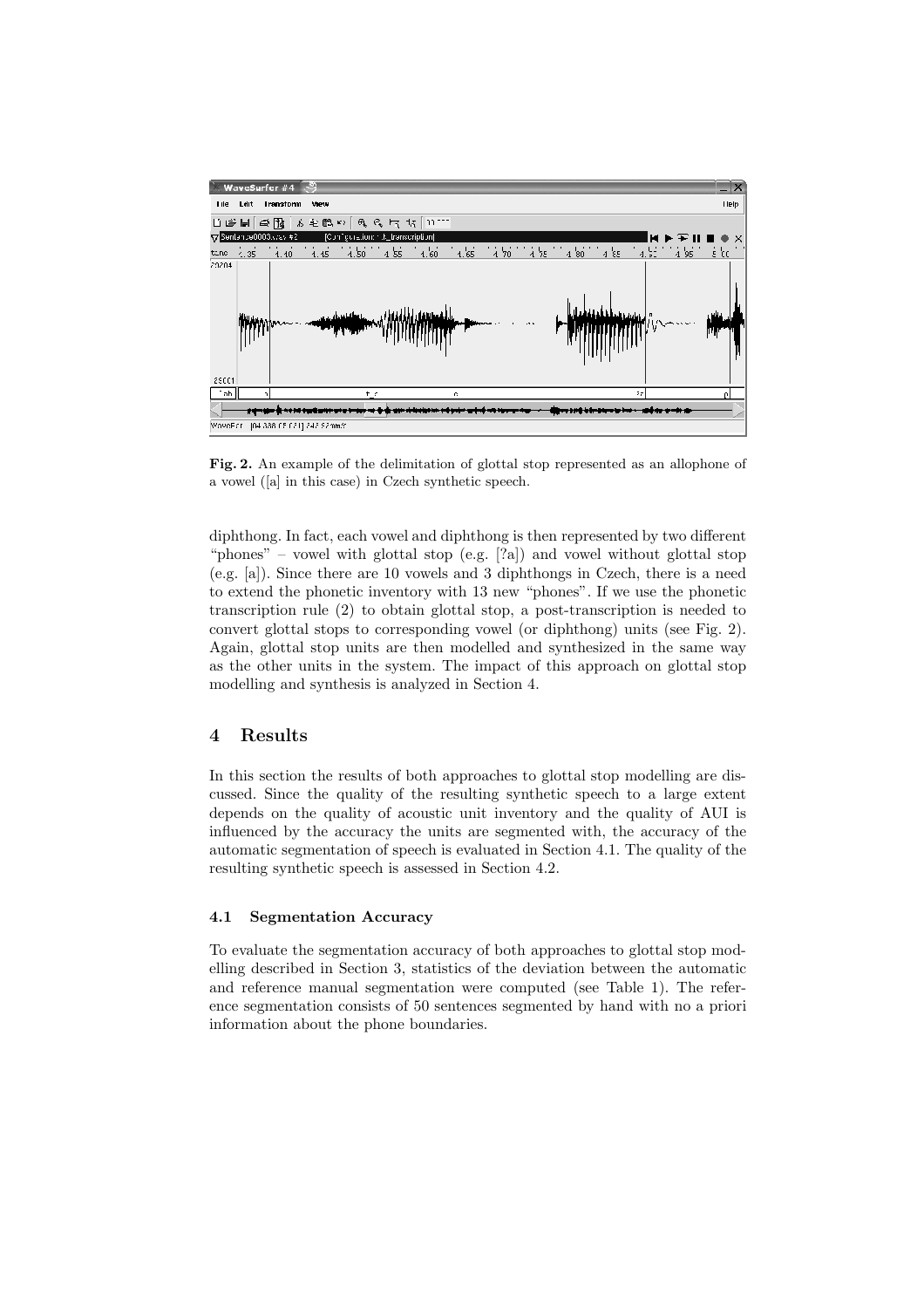**Fig. 2.** An example of the delimitation of glottal stop represented as an allophone of a vowel ([a] in this case) in Czech synthetic speech.

diphthong. In fact, each vowel and diphthong is then represented by two different "phones" – vowel with glottal stop (e.g. [?a]) and vowel without glottal stop (e.g. [a]). Since there are 10 vowels and 3 diphthongs in Czech, there is a need to extend the phonetic inventory with 13 new "phones". If we use the phonetic transcription rule (2) to obtain glottal stop, a post-transcription is needed to convert glottal stops to corresponding vowel (or diphthong) units (see Fig. 2). Again, glottal stop units are then modelled and synthesized in the same way as the other units in the system. The impact of this approach on glottal stop modelling and synthesis is analyzed in Section 4.

## 4 Results

In this section the results of both approaches to glottal stop modelling are discussed. Since the quality of the resulting synthetic speech to a large extent depends on the quality of acoustic unit inventory and the quality of AUI is influenced by the accuracy the units are segmented with, the accuracy of the automatic segmentation of speech is evaluated in Section 4.1. The quality of the resulting synthetic speech is assessed in Section 4.2.

### 4.1 Segmentation Accuracy

To evaluate the segmentation accuracy of both approaches to glottal stop modelling described in Section 3, statistics of the deviation between the automatic and reference manual segmentation were computed (see Table 1). The reference segmentation consists of 50 sentences segmented by hand with no a priori information about the phone boundaries.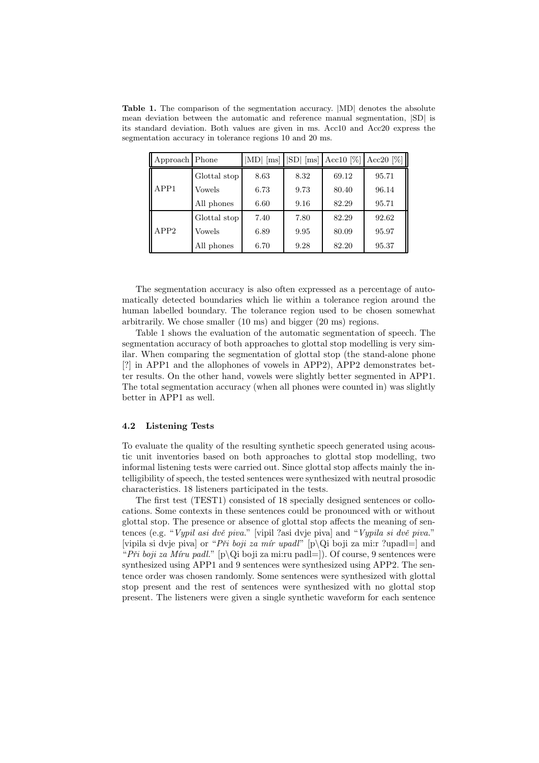**Table 1.** The comparison of the segmentation accuracy. |MD| denotes the absolute mean deviation between the automatic and reference manual segmentation, |SD| is its standard deviation. Both values are given in ms. Acc10 and Acc20 express the segmentation accuracy in tolerance regions 10 and 20 ms.

| Approach | Phone | \|MD\| [ms] | \|SD\| [ms] | Acc10 [%] | Acc20 [%] |
|---|---|---|---|---|---|
| APP1 | Glottal stop | 8.63 | 8.32 | 69.12 | 95.71 |
| | Vowels | 6.73 | 9.73 | 80.40 | 96.14 |
| | All phones | 6.60 | 9.16 | 82.29 | 95.71 |
| APP2 | Glottal stop | 7.40 | 7.80 | 82.29 | 92.62 |
| | Vowels | 6.89 | 9.95 | 80.09 | 95.97 |
| | All phones | 6.70 | 9.28 | 82.20 | 95.37 |

The segmentation accuracy is also often expressed as a percentage of automatically detected boundaries which lie within a tolerance region around the human labelled boundary. The tolerance region used to be chosen somewhat arbitrarily. We chose smaller (10 ms) and bigger (20 ms) regions.

Table 1 shows the evaluation of the automatic segmentation of speech. The segmentation accuracy of both approaches to glottal stop modelling is very similar. When comparing the segmentation of glottal stop (the stand-alone phone [?] in APP1 and the allophones of vowels in APP2), APP2 demonstrates better results. On the other hand, vowels were slightly better segmented in APP1. The total segmentation accuracy (when all phones were counted in) was slightly better in APP1 as well.

### 4.2 Listening Tests

To evaluate the quality of the resulting synthetic speech generated using acoustic unit inventories based on both approaches to glottal stop modelling, two informal listening tests were carried out. Since glottal stop affects mainly the intelligibility of speech, the tested sentences were synthesized with neutral prosodic characteristics. 18 listeners participated in the tests.

The first test (TEST1) consisted of 18 specially designed sentences or collocations. Some contexts in these sentences could be pronounced with or without glottal stop. The presence or absence of glottal stop affects the meaning of sentences (e.g. "*Vypil asi dvě piva.*" [vipil ?asi dvje piva] and "*Vypila si dvě piva.*" [vipila si dvje piva] or "*Při boji za mír upadl*" [p\Qi boji za mi:r ?upadl=] and "*Při boji za Míru padl.*" [p\Qi boji za mi:ru padl=]). Of course, 9 sentences were synthesized using APP1 and 9 sentences were synthesized using APP2. The sentence order was chosen randomly. Some sentences were synthesized with glottal stop present and the rest of sentences were synthesized with no glottal stop present. The listeners were given a single synthetic waveform for each sentence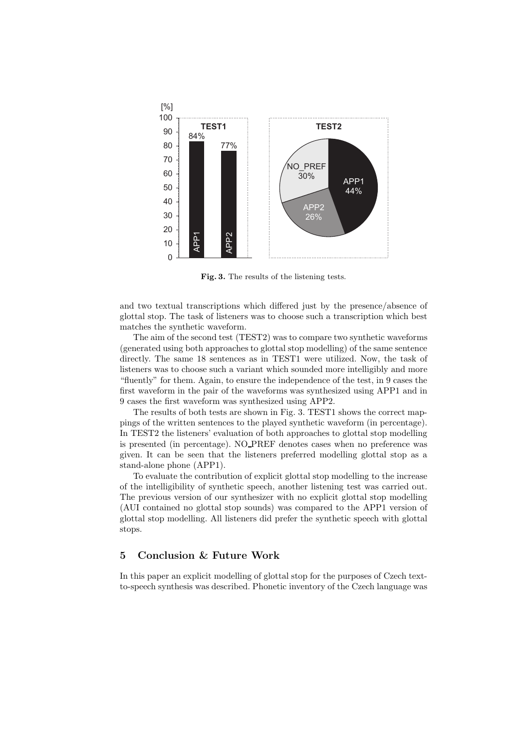Fig. 3. The results of the listening tests.

and two textual transcriptions which differed just by the presence/absence of glottal stop. The task of listeners was to choose such a transcription which best matches the synthetic waveform.

The aim of the second test (TEST2) was to compare two synthetic waveforms (generated using both approaches to glottal stop modelling) of the same sentence directly. The same 18 sentences as in TEST1 were utilized. Now, the task of listeners was to choose such a variant which sounded more intelligibly and more "fluently" for them. Again, to ensure the independence of the test, in 9 cases the first waveform in the pair of the waveforms was synthesized using APP1 and in 9 cases the first waveform was synthesized using APP2.

The results of both tests are shown in Fig. 3. TEST1 shows the correct mappings of the written sentences to the played synthetic waveform (in percentage). In TEST2 the listeners' evaluation of both approaches to glottal stop modelling is presented (in percentage). NO_PREF denotes cases when no preference was given. It can be seen that the listeners preferred modelling glottal stop as a stand-alone phone (APP1).

To evaluate the contribution of explicit glottal stop modelling to the increase of the intelligibility of synthetic speech, another listening test was carried out. The previous version of our synthesizer with no explicit glottal stop modelling (AUI contained no glottal stop sounds) was compared to the APP1 version of glottal stop modelling. All listeners did prefer the synthetic speech with glottal stops.

## 5 Conclusion & Future Work

In this paper an explicit modelling of glottal stop for the purposes of Czech text-to-speech synthesis was described. Phonetic inventory of the Czech language was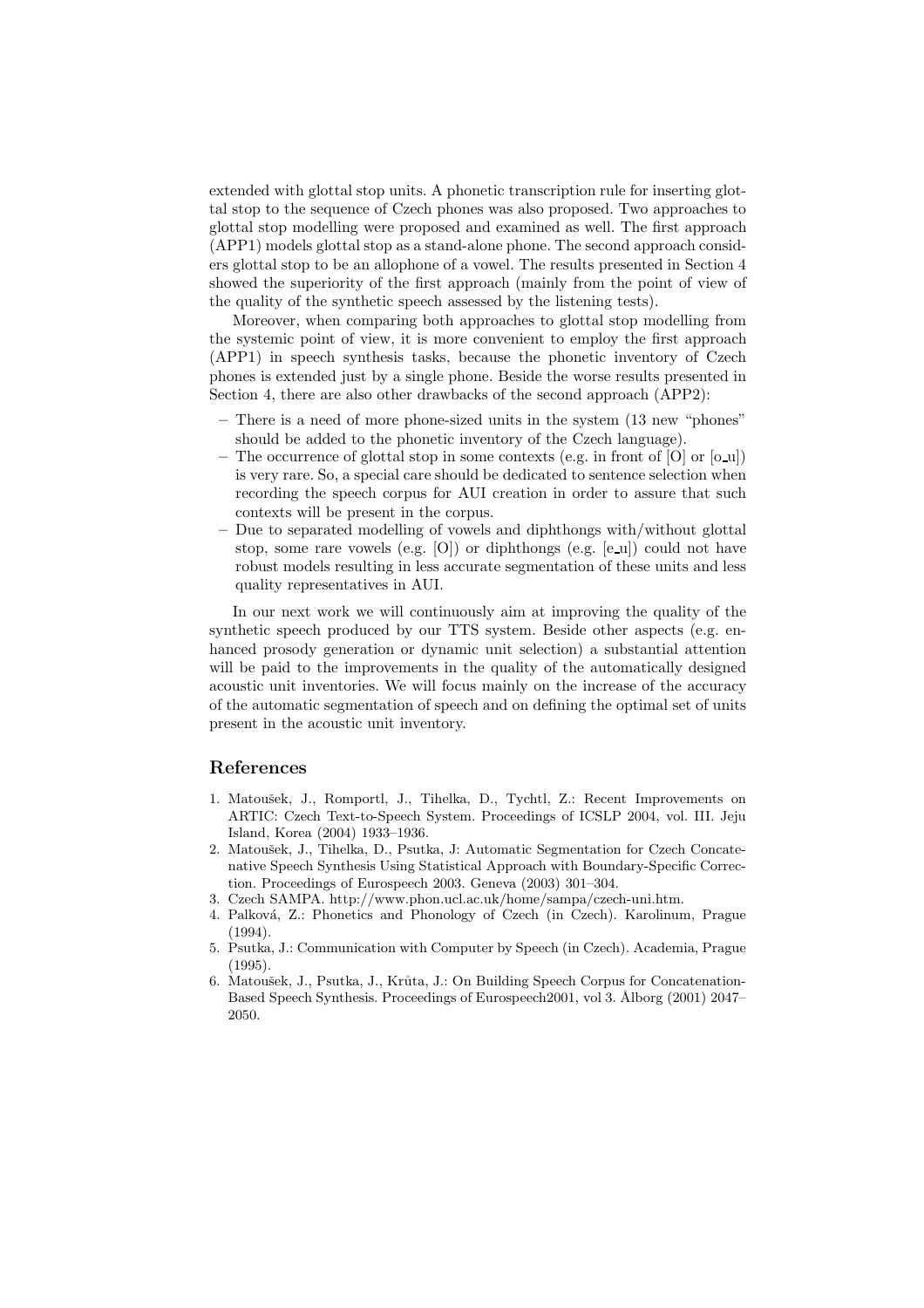extended with glottal stop units. A phonetic transcription rule for inserting glottal stop to the sequence of Czech phones was also proposed. Two approaches to glottal stop modelling were proposed and examined as well. The first approach (APP1) models glottal stop as a stand-alone phone. The second approach considers glottal stop to be an allophone of a vowel. The results presented in Section 4 showed the superiority of the first approach (mainly from the point of view of the quality of the synthetic speech assessed by the listening tests).

Moreover, when comparing both approaches to glottal stop modelling from the systemic point of view, it is more convenient to employ the first approach (APP1) in speech synthesis tasks, because the phonetic inventory of Czech phones is extended just by a single phone. Beside the worse results presented in Section 4, there are also other drawbacks of the second approach (APP2):

– There is a need of more phone-sized units in the system (13 new "phones" should be added to the phonetic inventory of the Czech language).
– The occurrence of glottal stop in some contexts (e.g. in front of [O] or [o_u]) is very rare. So, a special care should be dedicated to sentence selection when recording the speech corpus for AUI creation in order to assure that such contexts will be present in the corpus.
– Due to separated modelling of vowels and diphthongs with/without glottal stop, some rare vowels (e.g. [O]) or diphthongs (e.g. [e_u]) could not have robust models resulting in less accurate segmentation of these units and less quality representatives in AUI.

In our next work we will continuously aim at improving the quality of the synthetic speech produced by our TTS system. Beside other aspects (e.g. enhanced prosody generation or dynamic unit selection) a substantial attention will be paid to the improvements in the quality of the automatically designed acoustic unit inventories. We will focus mainly on the increase of the accuracy of the automatic segmentation of speech and on defining the optimal set of units present in the acoustic unit inventory.

## References

1. Matoušek, J., Romportl, J., Tihelka, D., Tychtl, Z.: Recent Improvements on ARTIC: Czech Text-to-Speech System. Proceedings of ICSLP 2004, vol. III. Jeju Island, Korea (2004) 1933–1936.
2. Matoušek, J., Tihelka, D., Psutka, J: Automatic Segmentation for Czech Concatenative Speech Synthesis Using Statistical Approach with Boundary-Specific Correction. Proceedings of Eurospeech 2003. Geneva (2003) 301–304.
3. Czech SAMPA. http://www.phon.ucl.ac.uk/home/sampa/czech-uni.htm.
4. Palková, Z.: Phonetics and Phonology of Czech (in Czech). Karolinum, Prague (1994).
5. Psutka, J.: Communication with Computer by Speech (in Czech). Academia, Prague (1995).
6. Matoušek, J., Psutka, J., Krůta, J.: On Building Speech Corpus for Concatenation-Based Speech Synthesis. Proceedings of Eurospeech2001, vol 3. Ålborg (2001) 2047–2050.